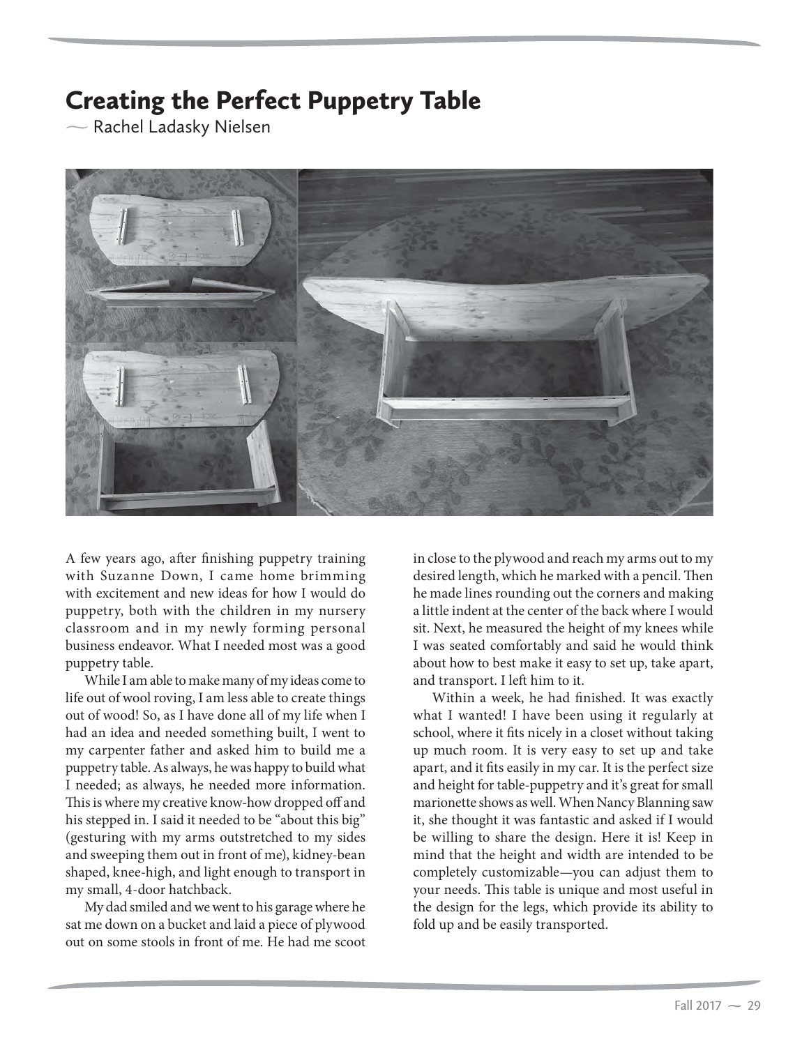# Creating the Perfect Puppetry Table

— Rachel Ladasky Nielsen

A few years ago, after finishing puppetry training with Suzanne Down, I came home brimming with excitement and new ideas for how I would do puppetry, both with the children in my nursery classroom and in my newly forming personal business endeavor. What I needed most was a good puppetry table.

While I am able to make many of my ideas come to life out of wool roving, I am less able to create things out of wood! So, as I have done all of my life when I had an idea and needed something built, I went to my carpenter father and asked him to build me a puppetry table. As always, he was happy to build what I needed; as always, he needed more information. This is where my creative know-how dropped off and his stepped in. I said it needed to be "about this big" (gesturing with my arms outstretched to my sides and sweeping them out in front of me), kidney-bean shaped, knee-high, and light enough to transport in my small, 4-door hatchback.

My dad smiled and we went to his garage where he sat me down on a bucket and laid a piece of plywood out on some stools in front of me. He had me scoot in close to the plywood and reach my arms out to my desired length, which he marked with a pencil. Then he made lines rounding out the corners and making a little indent at the center of the back where I would sit. Next, he measured the height of my knees while I was seated comfortably and said he would think about how to best make it easy to set up, take apart, and transport. I left him to it.

Within a week, he had finished. It was exactly what I wanted! I have been using it regularly at school, where it fits nicely in a closet without taking up much room. It is very easy to set up and take apart, and it fits easily in my car. It is the perfect size and height for table-puppetry and it's great for small marionette shows as well. When Nancy Blanning saw it, she thought it was fantastic and asked if I would be willing to share the design. Here it is! Keep in mind that the height and width are intended to be completely customizable—you can adjust them to your needs. This table is unique and most useful in the design for the legs, which provide its ability to fold up and be easily transported.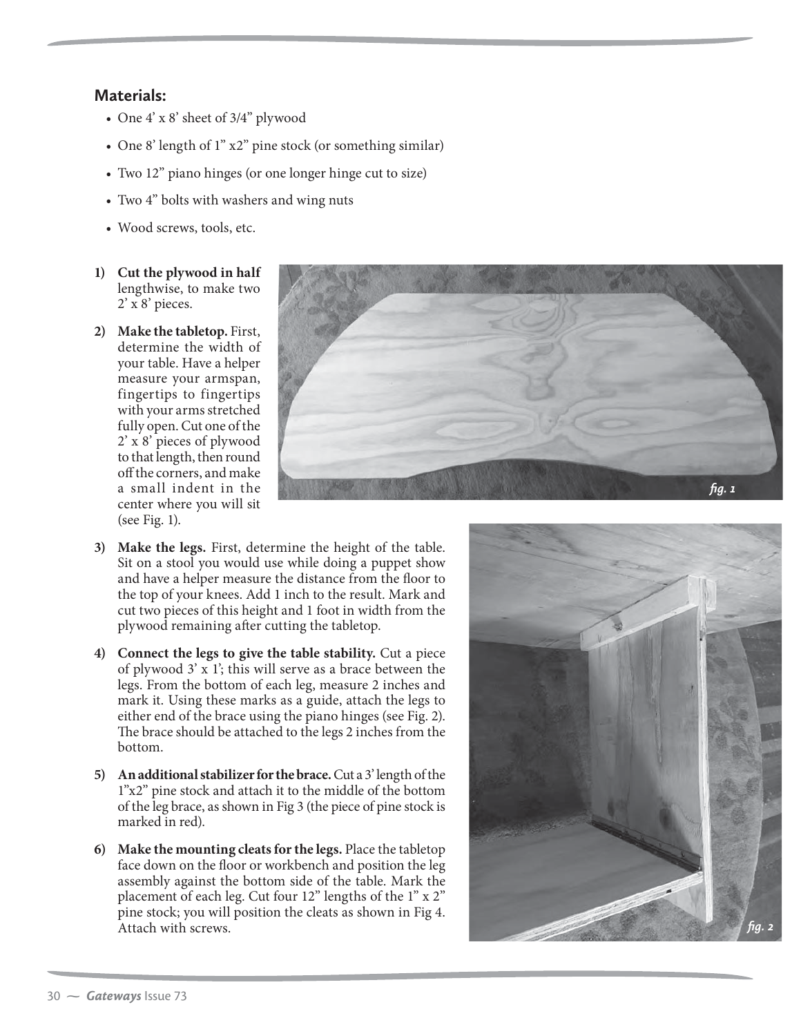## Materials:

- One 4' x 8' sheet of 3/4" plywood
- One 8' length of 1" x2" pine stock (or something similar)
- Two 12" piano hinges (or one longer hinge cut to size)
- Two 4" bolts with washers and wing nuts
- Wood screws, tools, etc.

1) **Cut the plywood in half** lengthwise, to make two 2' x 8' pieces.

2) **Make the tabletop.** First, determine the width of your table. Have a helper measure your armspan, fingertips to fingertips with your arms stretched fully open. Cut one of the 2' x 8' pieces of plywood to that length, then round off the corners, and make a small indent in the center where you will sit (see Fig. 1).

fig. 1

3) **Make the legs.** First, determine the height of the table. Sit on a stool you would use while doing a puppet show and have a helper measure the distance from the floor to the top of your knees. Add 1 inch to the result. Mark and cut two pieces of this height and 1 foot in width from the plywood remaining after cutting the tabletop.

4) **Connect the legs to give the table stability.** Cut a piece of plywood 3' x 1'; this will serve as a brace between the legs. From the bottom of each leg, measure 2 inches and mark it. Using these marks as a guide, attach the legs to either end of the brace using the piano hinges (see Fig. 2). The brace should be attached to the legs 2 inches from the bottom.

5) **An additional stabilizer for the brace.** Cut a 3' length of the 1"x2" pine stock and attach it to the middle of the bottom of the leg brace, as shown in Fig 3 (the piece of pine stock is marked in red).

6) **Make the mounting cleats for the legs.** Place the tabletop face down on the floor or workbench and position the leg assembly against the bottom side of the table. Mark the placement of each leg. Cut four 12" lengths of the 1" x 2" pine stock; you will position the cleats as shown in Fig 4. Attach with screws.

fig. 2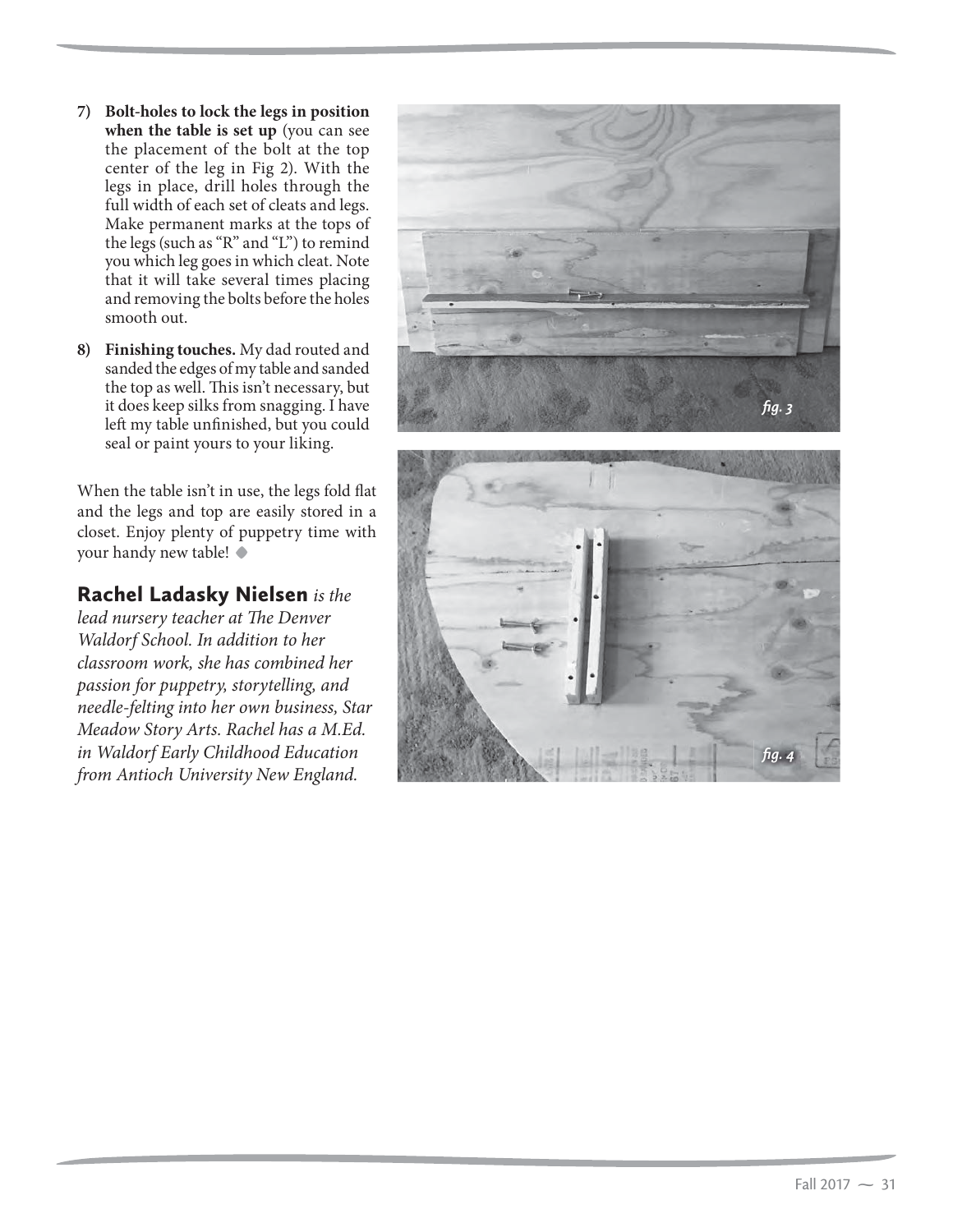7) **Bolt-holes to lock the legs in position when the table is set up** (you can see the placement of the bolt at the top center of the leg in Fig 2). With the legs in place, drill holes through the full width of each set of cleats and legs. Make permanent marks at the tops of the legs (such as "R" and "L") to remind you which leg goes in which cleat. Note that it will take several times placing and removing the bolts before the holes smooth out.

8) **Finishing touches.** My dad routed and sanded the edges of my table and sanded the top as well. This isn't necessary, but it does keep silks from snagging. I have left my table unfinished, but you could seal or paint yours to your liking.

When the table isn't in use, the legs fold flat and the legs and top are easily stored in a closet. Enjoy plenty of puppetry time with your handy new table! ◆

**Rachel Ladasky Nielsen** *is the lead nursery teacher at The Denver Waldorf School. In addition to her classroom work, she has combined her passion for puppetry, storytelling, and needle-felting into her own business, Star Meadow Story Arts. Rachel has a M.Ed. in Waldorf Early Childhood Education from Antioch University New England.*

*fig. 3*

*fig. 4*